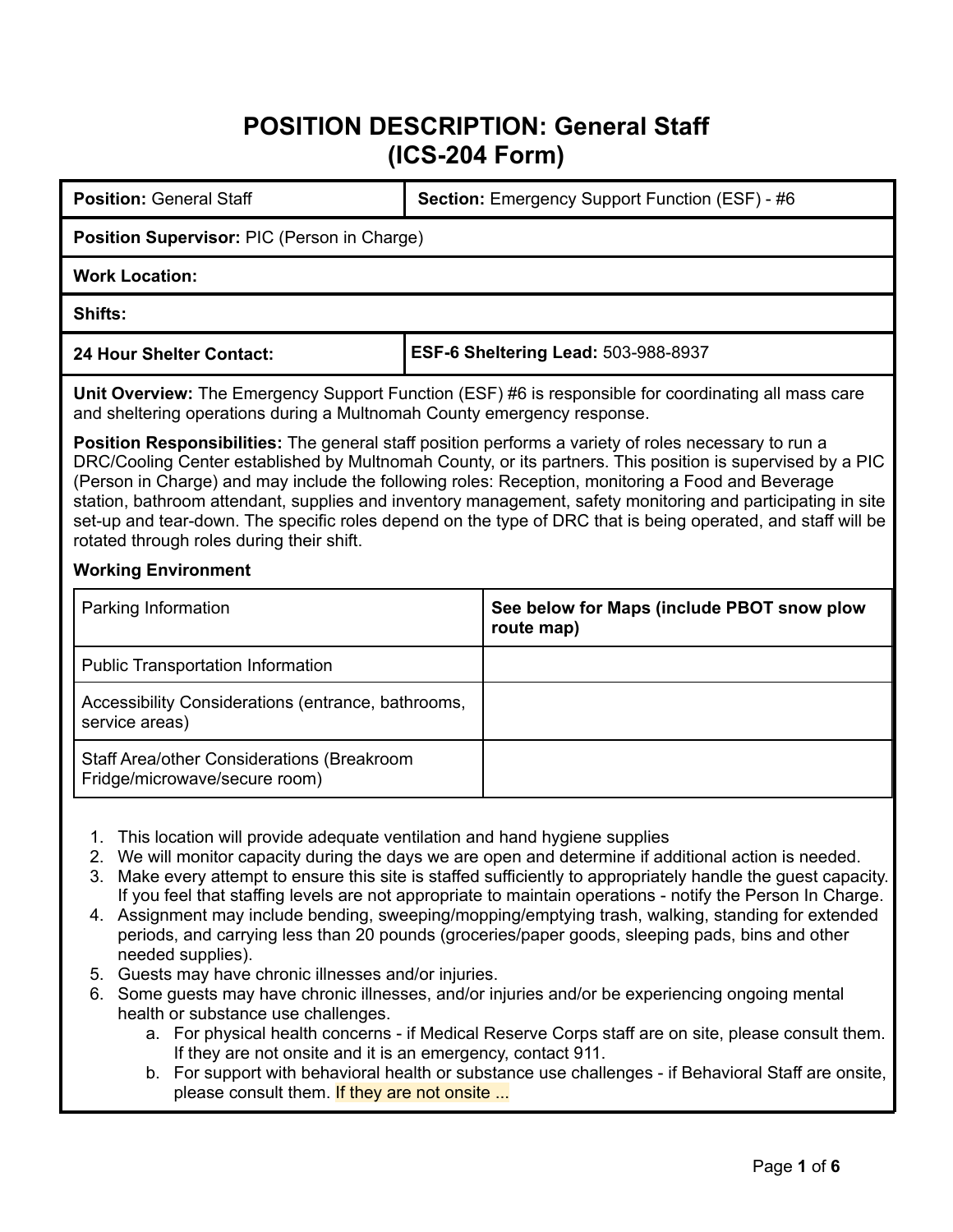# POSITION DESCRIPTION: General Staff (ICS-204 Form)

| **Position:** General Staff | **Section:** Emergency Support Function (ESF) - #6 |
|---|---|
| **Position Supervisor:** PIC (Person in Charge) | |
| **Work Location:** | |
| **Shifts:** | |
| **24 Hour Shelter Contact:** | **ESF-6 Sheltering Lead:** 503-988-8937 |

**Unit Overview:** The Emergency Support Function (ESF) #6 is responsible for coordinating all mass care and sheltering operations during a Multnomah County emergency response.

**Position Responsibilities:** The general staff position performs a variety of roles necessary to run a DRC/Cooling Center established by Multnomah County, or its partners. This position is supervised by a PIC (Person in Charge) and may include the following roles: Reception, monitoring a Food and Beverage station, bathroom attendant, supplies and inventory management, safety monitoring and participating in site set-up and tear-down. The specific roles depend on the type of DRC that is being operated, and staff will be rotated through roles during their shift.

**Working Environment**

| Parking Information | **See below for Maps (include PBOT snow plow route map)** |
|---|---|
| Public Transportation Information | |
| Accessibility Considerations (entrance, bathrooms, service areas) | |
| Staff Area/other Considerations (Breakroom Fridge/microwave/secure room) | |

1. This location will provide adequate ventilation and hand hygiene supplies
2. We will monitor capacity during the days we are open and determine if additional action is needed.
3. Make every attempt to ensure this site is staffed sufficiently to appropriately handle the guest capacity. If you feel that staffing levels are not appropriate to maintain operations - notify the Person In Charge.
4. Assignment may include bending, sweeping/mopping/emptying trash, walking, standing for extended periods, and carrying less than 20 pounds (groceries/paper goods, sleeping pads, bins and other needed supplies).
5. Guests may have chronic illnesses and/or injuries.
6. Some guests may have chronic illnesses, and/or injuries and/or be experiencing ongoing mental health or substance use challenges.
    a. For physical health concerns - if Medical Reserve Corps staff are on site, please consult them. If they are not onsite and it is an emergency, contact 911.
    b. For support with behavioral health or substance use challenges - if Behavioral Staff are onsite, please consult them. If they are not onsite ...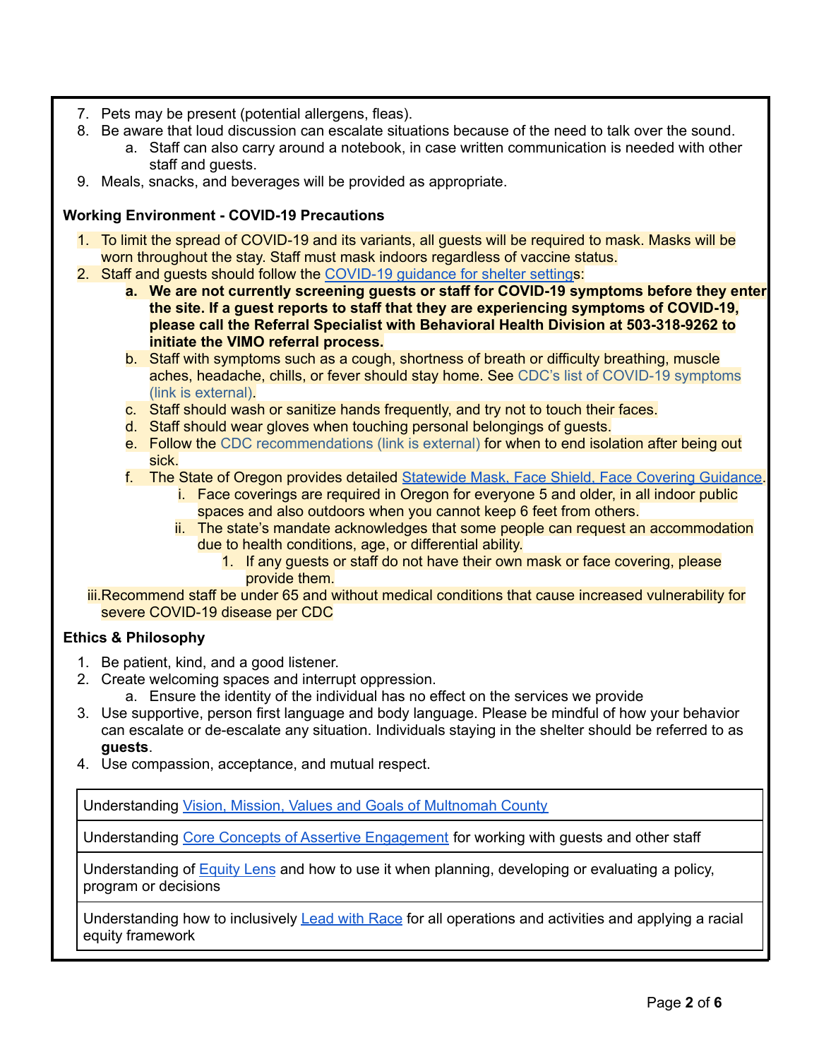7. Pets may be present (potential allergens, fleas).
8. Be aware that loud discussion can escalate situations because of the need to talk over the sound.
    a. Staff can also carry around a notebook, in case written communication is needed with other staff and guests.
9. Meals, snacks, and beverages will be provided as appropriate.

**Working Environment - COVID-19 Precautions**

1. To limit the spread of COVID-19 and its variants, all guests will be required to mask. Masks will be worn throughout the stay. Staff must mask indoors regardless of vaccine status.
2. Staff and guests should follow the [COVID-19 guidance for shelter settings](#):
    a. **We are not currently screening guests or staff for COVID-19 symptoms before they enter the site. If a guest reports to staff that they are experiencing symptoms of COVID-19, please call the Referral Specialist with Behavioral Health Division at 503-318-9262 to initiate the VIMO referral process.**
    b. Staff with symptoms such as a cough, shortness of breath or difficulty breathing, muscle aches, headache, chills, or fever should stay home. See CDC's list of COVID-19 symptoms (link is external).
    c. Staff should wash or sanitize hands frequently, and try not to touch their faces.
    d. Staff should wear gloves when touching personal belongings of guests.
    e. Follow the CDC recommendations (link is external) for when to end isolation after being out sick.
    f. The State of Oregon provides detailed [Statewide Mask, Face Shield, Face Covering Guidance](#).
        i. Face coverings are required in Oregon for everyone 5 and older, in all indoor public spaces and also outdoors when you cannot keep 6 feet from others.
        ii. The state's mandate acknowledges that some people can request an accommodation due to health conditions, age, or differential ability.
            1. If any guests or staff do not have their own mask or face covering, please provide them.

iii. Recommend staff be under 65 and without medical conditions that cause increased vulnerability for severe COVID-19 disease per CDC

**Ethics & Philosophy**

1. Be patient, kind, and a good listener.
2. Create welcoming spaces and interrupt oppression.
    a. Ensure the identity of the individual has no effect on the services we provide
3. Use supportive, person first language and body language. Please be mindful of how your behavior can escalate or de-escalate any situation. Individuals staying in the shelter should be referred to as **guests**.
4. Use compassion, acceptance, and mutual respect.

| Understanding [Vision, Mission, Values and Goals of Multnomah County](#) |
|---|
| Understanding [Core Concepts of Assertive Engagement](#) for working with guests and other staff |
| Understanding of [Equity Lens](#) and how to use it when planning, developing or evaluating a policy, program or decisions |
| Understanding how to inclusively [Lead with Race](#) for all operations and activities and applying a racial equity framework |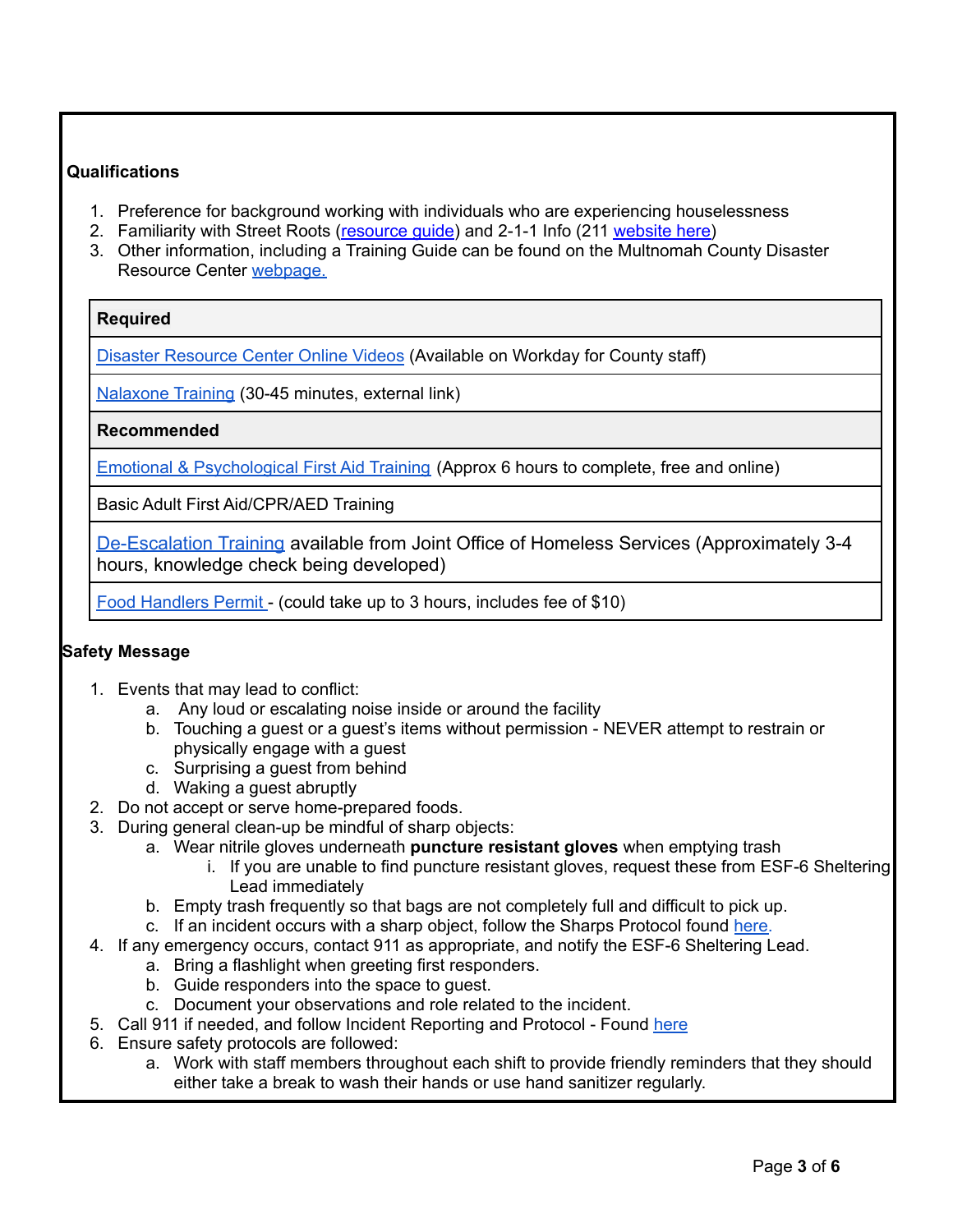**Qualifications**

1. Preference for background working with individuals who are experiencing houselessness
2. Familiarity with Street Roots (resource guide) and 2-1-1 Info (211 website here)
3. Other information, including a Training Guide can be found on the Multnomah County Disaster Resource Center webpage.

| **Required** |
|---|
| Disaster Resource Center Online Videos (Available on Workday for County staff) |
| Nalaxone Training (30-45 minutes, external link) |
| **Recommended** |
| Emotional & Psychological First Aid Training (Approx 6 hours to complete, free and online) |
| Basic Adult First Aid/CPR/AED Training |
| De-Escalation Training available from Joint Office of Homeless Services (Approximately 3-4 hours, knowledge check being developed) |
| Food Handlers Permit - (could take up to 3 hours, includes fee of $10) |

**Safety Message**

1. Events that may lead to conflict:
   a. Any loud or escalating noise inside or around the facility
   b. Touching a guest or a guest's items without permission - NEVER attempt to restrain or physically engage with a guest
   c. Surprising a guest from behind
   d. Waking a guest abruptly
2. Do not accept or serve home-prepared foods.
3. During general clean-up be mindful of sharp objects:
   a. Wear nitrile gloves underneath **puncture resistant gloves** when emptying trash
      i. If you are unable to find puncture resistant gloves, request these from ESF-6 Sheltering Lead immediately
   b. Empty trash frequently so that bags are not completely full and difficult to pick up.
   c. If an incident occurs with a sharp object, follow the Sharps Protocol found here.
4. If any emergency occurs, contact 911 as appropriate, and notify the ESF-6 Sheltering Lead.
   a. Bring a flashlight when greeting first responders.
   b. Guide responders into the space to guest.
   c. Document your observations and role related to the incident.
5. Call 911 if needed, and follow Incident Reporting and Protocol - Found here
6. Ensure safety protocols are followed:
   a. Work with staff members throughout each shift to provide friendly reminders that they should either take a break to wash their hands or use hand sanitizer regularly.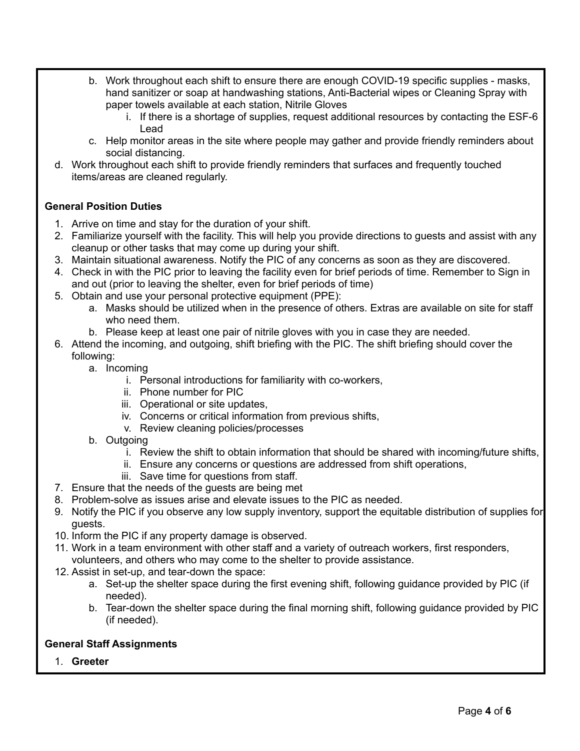b. Work throughout each shift to ensure there are enough COVID-19 specific supplies - masks, hand sanitizer or soap at handwashing stations, Anti-Bacterial wipes or Cleaning Spray with paper towels available at each station, Nitrile Gloves
      i. If there is a shortage of supplies, request additional resources by contacting the ESF-6 Lead
   c. Help monitor areas in the site where people may gather and provide friendly reminders about social distancing.

d. Work throughout each shift to provide friendly reminders that surfaces and frequently touched items/areas are cleaned regularly.

**General Position Duties**

1. Arrive on time and stay for the duration of your shift.
2. Familiarize yourself with the facility. This will help you provide directions to guests and assist with any cleanup or other tasks that may come up during your shift.
3. Maintain situational awareness. Notify the PIC of any concerns as soon as they are discovered.
4. Check in with the PIC prior to leaving the facility even for brief periods of time. Remember to Sign in and out (prior to leaving the shelter, even for brief periods of time)
5. Obtain and use your personal protective equipment (PPE):
   a. Masks should be utilized when in the presence of others. Extras are available on site for staff who need them.
   b. Please keep at least one pair of nitrile gloves with you in case they are needed.
6. Attend the incoming, and outgoing, shift briefing with the PIC. The shift briefing should cover the following:
   a. Incoming
      i. Personal introductions for familiarity with co-workers,
      ii. Phone number for PIC
      iii. Operational or site updates,
      iv. Concerns or critical information from previous shifts,
      v. Review cleaning policies/processes
   b. Outgoing
      i. Review the shift to obtain information that should be shared with incoming/future shifts,
      ii. Ensure any concerns or questions are addressed from shift operations,
      iii. Save time for questions from staff.
7. Ensure that the needs of the guests are being met
8. Problem-solve as issues arise and elevate issues to the PIC as needed.
9. Notify the PIC if you observe any low supply inventory, support the equitable distribution of supplies for guests.
10. Inform the PIC if any property damage is observed.
11. Work in a team environment with other staff and a variety of outreach workers, first responders, volunteers, and others who may come to the shelter to provide assistance.
12. Assist in set-up, and tear-down the space:
    a. Set-up the shelter space during the first evening shift, following guidance provided by PIC (if needed).
    b. Tear-down the shelter space during the final morning shift, following guidance provided by PIC (if needed).

**General Staff Assignments**

1. **Greeter**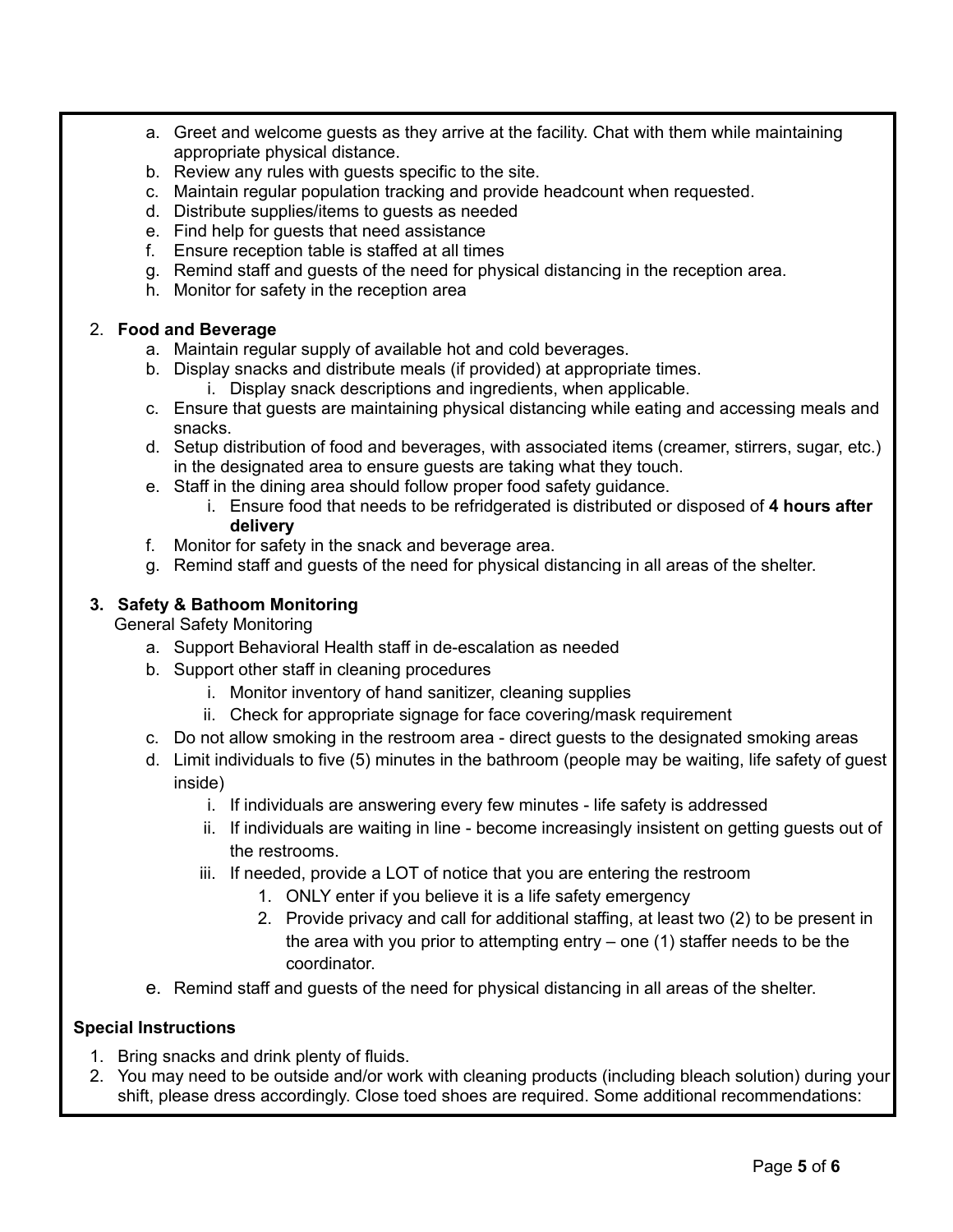a. Greet and welcome guests as they arrive at the facility. Chat with them while maintaining appropriate physical distance.
b. Review any rules with guests specific to the site.
c. Maintain regular population tracking and provide headcount when requested.
d. Distribute supplies/items to guests as needed
e. Find help for guests that need assistance
f. Ensure reception table is staffed at all times
g. Remind staff and guests of the need for physical distancing in the reception area.
h. Monitor for safety in the reception area

2. **Food and Beverage**
   a. Maintain regular supply of available hot and cold beverages.
   b. Display snacks and distribute meals (if provided) at appropriate times.
      i. Display snack descriptions and ingredients, when applicable.
   c. Ensure that guests are maintaining physical distancing while eating and accessing meals and snacks.
   d. Setup distribution of food and beverages, with associated items (creamer, stirrers, sugar, etc.) in the designated area to ensure guests are taking what they touch.
   e. Staff in the dining area should follow proper food safety guidance.
      i. Ensure food that needs to be refridgerated is distributed or disposed of **4 hours after delivery**
   f. Monitor for safety in the snack and beverage area.
   g. Remind staff and guests of the need for physical distancing in all areas of the shelter.

3. **Safety & Bathoom Monitoring**
   General Safety Monitoring
   a. Support Behavioral Health staff in de-escalation as needed
   b. Support other staff in cleaning procedures
      i. Monitor inventory of hand sanitizer, cleaning supplies
      ii. Check for appropriate signage for face covering/mask requirement
   c. Do not allow smoking in the restroom area - direct guests to the designated smoking areas
   d. Limit individuals to five (5) minutes in the bathroom (people may be waiting, life safety of guest inside)
      i. If individuals are answering every few minutes - life safety is addressed
      ii. If individuals are waiting in line - become increasingly insistent on getting guests out of the restrooms.
      iii. If needed, provide a LOT of notice that you are entering the restroom
         1. ONLY enter if you believe it is a life safety emergency
         2. Provide privacy and call for additional staffing, at least two (2) to be present in the area with you prior to attempting entry – one (1) staffer needs to be the coordinator.
   e. Remind staff and guests of the need for physical distancing in all areas of the shelter.

**Special Instructions**

1. Bring snacks and drink plenty of fluids.
2. You may need to be outside and/or work with cleaning products (including bleach solution) during your shift, please dress accordingly. Close toed shoes are required. Some additional recommendations: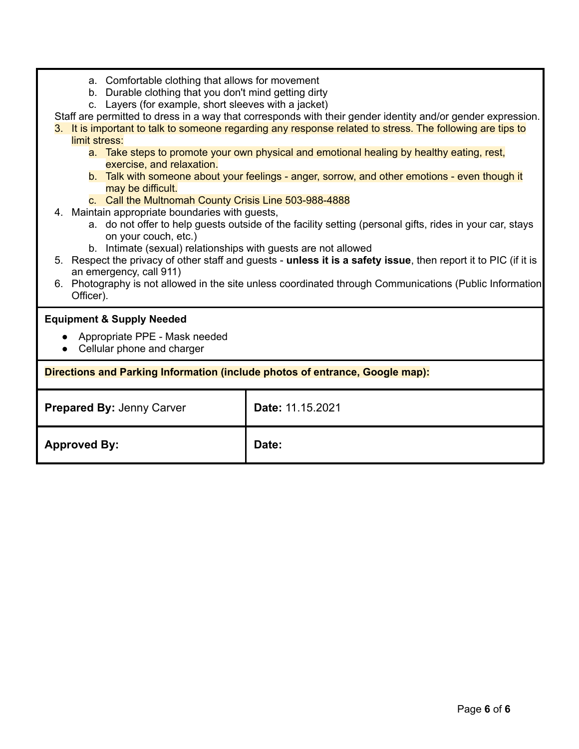a. Comfortable clothing that allows for movement
   b. Durable clothing that you don't mind getting dirty
   c. Layers (for example, short sleeves with a jacket)

Staff are permitted to dress in a way that corresponds with their gender identity and/or gender expression.

3. It is important to talk to someone regarding any response related to stress. The following are tips to limit stress:
   a. Take steps to promote your own physical and emotional healing by healthy eating, rest, exercise, and relaxation.
   b. Talk with someone about your feelings - anger, sorrow, and other emotions - even though it may be difficult.
   c. Call the Multnomah County Crisis Line 503-988-4888
4. Maintain appropriate boundaries with guests,
   a. do not offer to help guests outside of the facility setting (personal gifts, rides in your car, stays on your couch, etc.)
   b. Intimate (sexual) relationships with guests are not allowed
5. Respect the privacy of other staff and guests - **unless it is a safety issue**, then report it to PIC (if it is an emergency, call 911)
6. Photography is not allowed in the site unless coordinated through Communications (Public Information Officer).

**Equipment & Supply Needed**

- Appropriate PPE - Mask needed
- Cellular phone and charger

**Directions and Parking Information (include photos of entrance, Google map):**

| | |
|---|---|
| **Prepared By:** Jenny Carver | **Date:** 11.15.2021 |
| **Approved By:** | **Date:** |